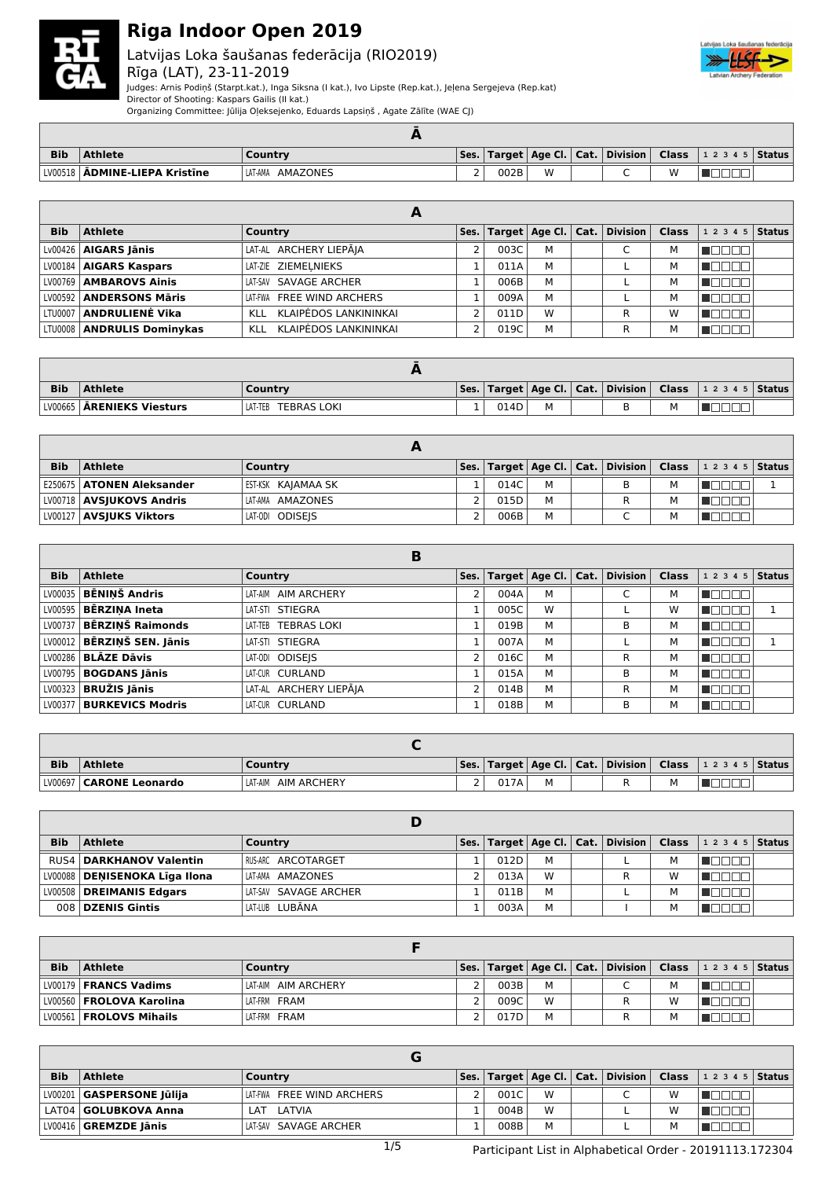# Riga Indoor Open 2019

## Latvijas Loka šaušanas federācija (RIO2019)

Rīga (LAT), 23-11-2019

Judges: Arnis Podiņš (Starpt.kat.), Inga Siksna (I kat.), Ivo Lipste (Rep.kat.), Jeļena Sergejeva (Rep.kat)

Director of Shooting: Kaspars Gailis (II kat.)

Organizing Committee: Jūlija Oļeksejenko, Eduards Lapsiņš , Agate Zālīte (WAE CJ)

### Ā

| Bib | Athlete | Country | Ses. | Target | Age Cl. | Cat. | Division | Class | 1 2 3 4 5 | Status |
|---|---|---|---|---|---|---|---|---|---|---|
| LV00518 | **ĀDMINE-LIEPA Kristīne** | LAT-AMA AMAZONES | 2 | 002B | W | | C | W | ■□□□□ | |

### A

| Bib | Athlete | Country | Ses. | Target | Age Cl. | Cat. | Division | Class | 1 2 3 4 5 | Status |
|---|---|---|---|---|---|---|---|---|---|---|
| LV00426 | **AIGARS Jānis** | LAT-AL ARCHERY LIEPĀJA | 2 | 003C | M | | C | M | ■□□□□ | |
| LV00184 | **AIGARS Kaspars** | LAT-ZIE ZIEMEĻNIEKS | 1 | 011A | M | | L | M | ■□□□□ | |
| LV00769 | **AMBAROVS Ainis** | LAT-SAV SAVAGE ARCHER | 1 | 006B | M | | L | M | ■□□□□ | |
| LV00592 | **ANDERSONS Māris** | LAT-FWA FREE WIND ARCHERS | 1 | 009A | M | | L | M | ■□□□□ | |
| LTU0007 | **ANDRULIENĖ Vika** | KLL KLAIPĖDOS LANKININKAI | 2 | 011D | W | | R | W | ■□□□□ | |
| LTU0008 | **ANDRULIS Dominykas** | KLL KLAIPĖDOS LANKININKAI | 2 | 019C | M | | R | M | ■□□□□ | |

### Ā

| Bib | Athlete | Country | Ses. | Target | Age Cl. | Cat. | Division | Class | 1 2 3 4 5 | Status |
|---|---|---|---|---|---|---|---|---|---|---|
| LV00665 | **ĀRENIEKS Viesturs** | LAT-TEB TEBRAS LOKI | 1 | 014D | M | | B | M | ■□□□□ | |

### A

| Bib | Athlete | Country | Ses. | Target | Age Cl. | Cat. | Division | Class | 1 2 3 4 5 | Status |
|---|---|---|---|---|---|---|---|---|---|---|
| E250675 | **ATONEN Aleksander** | EST-KSK KAJAMAA SK | 1 | 014C | M | | B | M | ■□□□□ | 1 |
| LV00718 | **AVSJUKOVS Andris** | LAT-AMA AMAZONES | 2 | 015D | M | | R | M | ■□□□□ | |
| LV00127 | **AVSJUKS Viktors** | LAT-ODI ODISEJS | 2 | 006B | M | | C | M | ■□□□□ | |

### B

| Bib | Athlete | Country | Ses. | Target | Age Cl. | Cat. | Division | Class | 1 2 3 4 5 | Status |
|---|---|---|---|---|---|---|---|---|---|---|
| LV00035 | **BĒNIŅŠ Andris** | LAT-AIM AIM ARCHERY | 2 | 004A | M | | C | M | ■□□□□ | |
| LV00595 | **BĒRZIŅA Ineta** | LAT-STI STIEGRA | 1 | 005C | W | | L | W | ■□□□□ | 1 |
| LV00737 | **BĒRZIŅŠ Raimonds** | LAT-TEB TEBRAS LOKI | 1 | 019B | M | | B | M | ■□□□□ | |
| LV00012 | **BĒRZIŅŠ SEN. Jānis** | LAT-STI STIEGRA | 1 | 007A | M | | L | M | ■□□□□ | 1 |
| LV00286 | **BLĀZE Dāvis** | LAT-ODI ODISEJS | 2 | 016C | M | | R | M | ■□□□□ | |
| LV00795 | **BOGDANS Jānis** | LAT-CUR CURLAND | 1 | 015A | M | | B | M | ■□□□□ | |
| LV00323 | **BRUŽIS Jānis** | LAT-AL ARCHERY LIEPĀJA | 2 | 014B | M | | R | M | ■□□□□ | |
| LV00377 | **BURKEVICS Modris** | LAT-CUR CURLAND | 1 | 018B | M | | B | M | ■□□□□ | |

### C

| Bib | Athlete | Country | Ses. | Target | Age Cl. | Cat. | Division | Class | 1 2 3 4 5 | Status |
|---|---|---|---|---|---|---|---|---|---|---|
| LV00697 | **CARONE Leonardo** | LAT-AIM AIM ARCHERY | 2 | 017A | M | | R | M | ■□□□□ | |

### D

| Bib | Athlete | Country | Ses. | Target | Age Cl. | Cat. | Division | Class | 1 2 3 4 5 | Status |
|---|---|---|---|---|---|---|---|---|---|---|
| RUS4 | **DARKHANOV Valentin** | RUS-ARC ARCOTARGET | 1 | 012D | M | | L | M | ■□□□□ | |
| LV00088 | **DEŅISENOKA Līga Ilona** | LAT-AMA AMAZONES | 2 | 013A | W | | R | W | ■□□□□ | |
| LV00508 | **DREIMANIS Edgars** | LAT-SAV SAVAGE ARCHER | 1 | 011B | M | | L | M | ■□□□□ | |
| 008 | **DZENIS Gintis** | LAT-LUB LUBĀNA | 1 | 003A | M | | I | M | ■□□□□ | |

### F

| Bib | Athlete | Country | Ses. | Target | Age Cl. | Cat. | Division | Class | 1 2 3 4 5 | Status |
|---|---|---|---|---|---|---|---|---|---|---|
| LV00179 | **FRANCS Vadims** | LAT-AIM AIM ARCHERY | 2 | 003B | M | | C | M | ■□□□□ | |
| LV00560 | **FROLOVA Karolina** | LAT-FRM FRAM | 2 | 009C | W | | R | W | ■□□□□ | |
| LV00561 | **FROLOVS Mihails** | LAT-FRM FRAM | 2 | 017D | M | | R | M | ■□□□□ | |

### G

| Bib | Athlete | Country | Ses. | Target | Age Cl. | Cat. | Division | Class | 1 2 3 4 5 | Status |
|---|---|---|---|---|---|---|---|---|---|---|
| LV00201 | **GASPERSONE Jūlija** | LAT-FWA FREE WIND ARCHERS | 2 | 001C | W | | C | W | ■□□□□ | |
| LAT04 | **GOLUBKOVA Anna** | LAT LATVIA | 1 | 004B | W | | L | W | ■□□□□ | |
| LV00416 | **GREMZDE Jānis** | LAT-SAV SAVAGE ARCHER | 1 | 008B | M | | L | M | ■□□□□ | |

Participant List in Alphabetical Order - 20191113.172304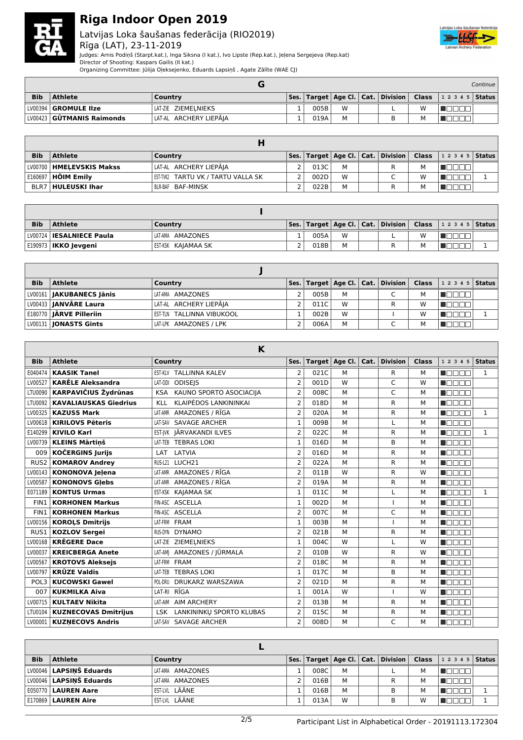# Riga Indoor Open 2019

Latvijas Loka šaušanas federācija (RIO2019)
Rīga (LAT), 23-11-2019

Judges: Arnis Podiņš (Starpt.kat.), Inga Siksna (I kat.), Ivo Lipste (Rep.kat.), Jeļena Sergejeva (Rep.kat)
Director of Shooting: Kaspars Gailis (II kat.)
Organizing Committee: Jūlija Oļeksejenko, Eduards Lapsiņš , Agate Zālīte (WAE CJ)

## G

*Continue*

| Bib | Athlete | Country | Ses. | Target | Age Cl. | Cat. | Division | Class | 1 2 3 4 5 | Status |
|---|---|---|---|---|---|---|---|---|---|---|
| LV00394 | **GROMULE Ilze** | LAT-ZIE ZIEMEĻNIEKS | 1 | 005B | W | | L | W | | |
| LV00423 | **GŪTMANIS Raimonds** | LAT-AL ARCHERY LIEPĀJA | 1 | 019A | M | | B | M | | |

## H

| Bib | Athlete | Country | Ses. | Target | Age Cl. | Cat. | Division | Class | 1 2 3 4 5 | Status |
|---|---|---|---|---|---|---|---|---|---|---|
| LV00700 | **HMEĻEVSKIS Maksš** | LAT-AL ARCHERY LIEPĀJA | 2 | 013C | M | | R | M | | |
| E160697 | **HÕIM Emily** | EST-TVK2 TARTU VK / TARTU VALLA SK | 2 | 002D | W | | C | W | | 1 |
| BLR7 | **HULEUSKI Ihar** | BLR-BAF BAF-MINSK | 2 | 022B | M | | R | M | | |

## I

| Bib | Athlete | Country | Ses. | Target | Age Cl. | Cat. | Division | Class | 1 2 3 4 5 | Status |
|---|---|---|---|---|---|---|---|---|---|---|
| LV00724 | **IESALNIECE Paula** | LAT-AMA AMAZONES | 1 | 005A | W | | L | W | | |
| E190973 | **IKKO Jevgeni** | EST-KSK KAJAMAA SK | 2 | 018B | M | | R | M | | 1 |

## J

| Bib | Athlete | Country | Ses. | Target | Age Cl. | Cat. | Division | Class | 1 2 3 4 5 | Status |
|---|---|---|---|---|---|---|---|---|---|---|
| LV00161 | **JAKUBANECS Jānis** | LAT-AMA AMAZONES | 2 | 005B | M | | C | M | | |
| LV00433 | **JANVĀRE Laura** | LAT-AL ARCHERY LIEPĀJA | 2 | 011C | W | | R | W | | |
| E180770 | **JÄRVE Pilleriin** | EST-TLN TALLINNA VIBUKOOL | 1 | 002B | W | | I | W | | 1 |
| LV00131 | **JONASTS Gints** | LAT-LPK AMAZONES / LPK | 2 | 006A | M | | C | M | | |

## K

| Bib | Athlete | Country | Ses. | Target | Age Cl. | Cat. | Division | Class | 1 2 3 4 5 | Status |
|---|---|---|---|---|---|---|---|---|---|---|
| E040474 | **KAASIK Tanel** | EST-KLV TALLINNA KALEV | 2 | 021C | M | | R | M | | 1 |
| LV00527 | **KARĒLE Aleksandra** | LAT-ODI ODISEJS | 2 | 001D | W | | C | W | | |
| LTU0090 | **KARPAVIČIUS Žydrūnas** | KSA KAUNO SPORTO ASOCIACIJA | 2 | 008C | M | | C | M | | |
| LTU0092 | **KAVALIAUSKAS Giedrius** | KLL KLAIPĖDOS LANKININKAI | 2 | 018D | M | | R | M | | |
| LV00325 | **KAZUSS Mark** | LAT-AMR AMAZONES / RĪGA | 2 | 020A | M | | R | M | | 1 |
| LV00618 | **KIRILOVS Pēteris** | LAT-SAV SAVAGE ARCHER | 1 | 009B | M | | L | M | | |
| E140299 | **KIVILO Karl** | EST-JVK JÄRVAKANDI ILVES | 2 | 022C | M | | R | M | | 1 |
| LV00739 | **KLEINS Mārtiņš** | LAT-TEB TEBRAS LOKI | 1 | 016D | M | | B | M | | |
| 009 | **KOČERGINS Jurijs** | LAT LATVIA | 2 | 016D | M | | R | M | | |
| RUS2 | **KOMAROV Andrey** | RUS-L21 LUCH21 | 2 | 022A | M | | R | M | | |
| LV00143 | **KONONOVA Jeļena** | LAT-AMR AMAZONES / RĪGA | 2 | 011B | W | | R | W | | |
| LV00587 | **KONONOVS Gļebs** | LAT-AMR AMAZONES / RĪGA | 2 | 019A | M | | R | M | | |
| E071189 | **KONTUS Urmas** | EST-KSK KAJAMAA SK | 1 | 011C | M | | L | M | | 1 |
| FIN1 | **KORHONEN Markus** | FIN-ASC ASCELLA | 1 | 002D | M | | I | M | | |
| FIN1 | **KORHONEN Markus** | FIN-ASC ASCELLA | 2 | 007C | M | | C | M | | |
| LV00156 | **KOROĻS Dmitrijs** | LAT-FRM FRAM | 1 | 003B | M | | I | M | | |
| RUS1 | **KOZLOV Sergei** | RUS-DYN DYNAMO | 2 | 021B | M | | R | M | | |
| LV00168 | **KRĒGERE Dace** | LAT-ZIE ZIEMEĻNIEKS | 1 | 004C | W | | L | W | | |
| LV00037 | **KREICBERGA Anete** | LAT-AMJ AMAZONES / JŪRMALA | 2 | 010B | W | | R | W | | |
| LV00567 | **KROTOVS Aleksejs** | LAT-FRM FRAM | 2 | 018C | M | | R | M | | |
| LV00797 | **KRŪZE Valdis** | LAT-TEB TEBRAS LOKI | 1 | 017C | M | | B | M | | |
| POL3 | **KUCOWSKI Gawel** | POL-DRU DRUKARZ WARSZAWA | 2 | 021D | M | | R | M | | |
| 007 | **KUKMILKA Aiva** | LAT-RI RĪGA | 1 | 001A | W | | I | W | | |
| LV00715 | **KULTAEV Nikita** | LAT-AIM AIM ARCHERY | 2 | 013B | M | | R | M | | |
| LTU0104 | **KUZNECOVAS Dmitrijus** | LSK LANKININKŲ SPORTO KLUBAS | 2 | 015C | M | | R | M | | |
| LV00001 | **KUZŅECOVS Andris** | LAT-SAV SAVAGE ARCHER | 2 | 008D | M | | C | M | | |

## L

| Bib | Athlete | Country | Ses. | Target | Age Cl. | Cat. | Division | Class | 1 2 3 4 5 | Status |
|---|---|---|---|---|---|---|---|---|---|---|
| LV00046 | **LAPSIŅŠ Eduards** | LAT-AMA AMAZONES | 1 | 008C | M | | L | M | | |
| LV00046 | **LAPSIŅŠ Eduards** | LAT-AMA AMAZONES | 2 | 016B | M | | R | M | | |
| E050770 | **LAUREN Aare** | EST-LVL LÄÄNE | 1 | 016B | M | | B | M | | 1 |
| E170869 | **LAUREN Aire** | EST-LVL LÄÄNE | 1 | 013A | W | | B | W | | 1 |

Participant List in Alphabetical Order - 20191113.172304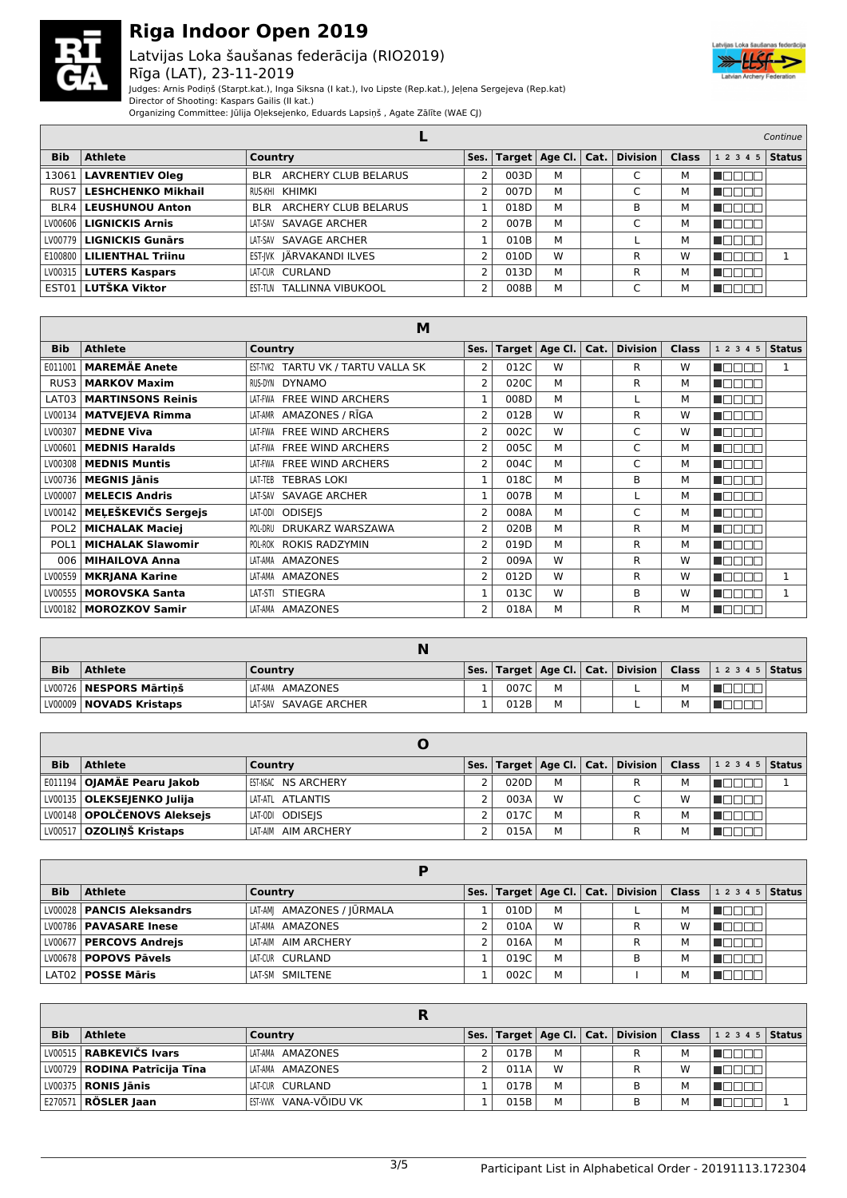# Riga Indoor Open 2019

## Latvijas Loka šaušanas federācija (RIO2019)

Rīga (LAT), 23-11-2019

Judges: Arnis Podiņš (Starpt.kat.), Inga Siksna (I kat.), Ivo Lipste (Rep.kat.), Jeļena Sergejeva (Rep.kat)
Director of Shooting: Kaspars Gailis (II kat.)
Organizing Committee: Jūlija Oļeksejenko, Eduards Lapsiņš , Agate Zālīte (WAE CJ)

### L

*Continue*

| Bib | Athlete | Country | Ses. | Target | Age Cl. | Cat. | Division | Class | 1 2 3 4 5 | Status |
|---|---|---|---|---|---|---|---|---|---|---|
| 13061 | **LAVRENTIEV Oleg** | BLR ARCHERY CLUB BELARUS | 2 | 003D | M | | C | M | ■□□□□ | |
| RUS7 | **LESHCHENKO Mikhail** | RUS-KHI KHIMKI | 2 | 007D | M | | C | M | ■□□□□ | |
| BLR4 | **LEUSHUNOU Anton** | BLR ARCHERY CLUB BELARUS | 1 | 018D | M | | B | M | ■□□□□ | |
| LV00606 | **LIGNICKIS Arnis** | LAT-SAV SAVAGE ARCHER | 2 | 007B | M | | C | M | ■□□□□ | |
| LV00779 | **LIGNICKIS Gunārs** | LAT-SAV SAVAGE ARCHER | 1 | 010B | M | | L | M | ■□□□□ | |
| E100800 | **LILIENTHAL Triinu** | EST-JVK JÄRVAKANDI ILVES | 2 | 010D | W | | R | W | ■□□□□ | 1 |
| LV00315 | **LUTERS Kaspars** | LAT-CUR CURLAND | 2 | 013D | M | | R | M | ■□□□□ | |
| EST01 | **LUTŠKA Viktor** | EST-TLN TALLINNA VIBUKOOL | 2 | 008B | M | | C | M | ■□□□□ | |

### M

| Bib | Athlete | Country | Ses. | Target | Age Cl. | Cat. | Division | Class | 1 2 3 4 5 | Status |
|---|---|---|---|---|---|---|---|---|---|---|
| E011001 | **MAREMÄE Anete** | EST-TVK2 TARTU VK / TARTU VALLA SK | 2 | 012C | W | | R | W | ■□□□□ | 1 |
| RUS3 | **MARKOV Maxim** | RUS-DYN DYNAMO | 2 | 020C | M | | R | M | ■□□□□ | |
| LAT03 | **MARTINSONS Reinis** | LAT-FWA FREE WIND ARCHERS | 1 | 008D | M | | L | M | ■□□□□ | |
| LV00134 | **MATVEJEVA Rimma** | LAT-AMR AMAZONES / RĪGA | 2 | 012B | W | | R | W | ■□□□□ | |
| LV00307 | **MEDNE Viva** | LAT-FWA FREE WIND ARCHERS | 2 | 002C | W | | C | W | ■□□□□ | |
| LV00601 | **MEDNIS Haralds** | LAT-FWA FREE WIND ARCHERS | 2 | 005C | M | | C | M | ■□□□□ | |
| LV00308 | **MEDNIS Muntis** | LAT-FWA FREE WIND ARCHERS | 2 | 004C | M | | C | M | ■□□□□ | |
| LV00736 | **MEGNIS Jānis** | LAT-TEB TEBRAS LOKI | 1 | 018C | M | | B | M | ■□□□□ | |
| LV00007 | **MELECIS Andris** | LAT-SAV SAVAGE ARCHER | 1 | 007B | M | | L | M | ■□□□□ | |
| LV00142 | **MEĻEŠKEVIČS Sergejs** | LAT-ODI ODISEJS | 2 | 008A | M | | C | M | ■□□□□ | |
| POL2 | **MICHALAK Maciej** | POL-DRU DRUKARZ WARSZAWA | 2 | 020B | M | | R | M | ■□□□□ | |
| POL1 | **MICHALAK Slawomir** | POL-ROK ROKIS RADZYMIN | 2 | 019D | M | | R | M | ■□□□□ | |
| 006 | **MIHAILOVA Anna** | LAT-AMA AMAZONES | 2 | 009A | W | | R | W | ■□□□□ | |
| LV00559 | **MKRJANA Karine** | LAT-AMA AMAZONES | 2 | 012D | W | | R | W | ■□□□□ | 1 |
| LV00555 | **MOROVSKA Santa** | LAT-STI STIEGRA | 1 | 013C | W | | B | W | ■□□□□ | 1 |
| LV00182 | **MOROZKOV Samir** | LAT-AMA AMAZONES | 2 | 018A | M | | R | M | ■□□□□ | |

### N

| Bib | Athlete | Country | Ses. | Target | Age Cl. | Cat. | Division | Class | 1 2 3 4 5 | Status |
|---|---|---|---|---|---|---|---|---|---|---|
| LV00726 | **NESPORS Mārtiņš** | LAT-AMA AMAZONES | 1 | 007C | M | | L | M | ■□□□□ | |
| LV00009 | **NOVADS Kristaps** | LAT-SAV SAVAGE ARCHER | 1 | 012B | M | | L | M | ■□□□□ | |

### O

| Bib | Athlete | Country | Ses. | Target | Age Cl. | Cat. | Division | Class | 1 2 3 4 5 | Status |
|---|---|---|---|---|---|---|---|---|---|---|
| E011194 | **OJAMÄE Pearu Jakob** | EST-NSAC NS ARCHERY | 2 | 020D | M | | R | M | ■□□□□ | 1 |
| LV00135 | **OLEKSEJENKO Julija** | LAT-ATL ATLANTIS | 2 | 003A | W | | C | W | ■□□□□ | |
| LV00148 | **OPOLČENOVS Aleksejs** | LAT-ODI ODISEJS | 2 | 017C | M | | R | M | ■□□□□ | |
| LV00517 | **OZOLIŅŠ Kristaps** | LAT-AIM AIM ARCHERY | 2 | 015A | M | | R | M | ■□□□□ | |

### P

| Bib | Athlete | Country | Ses. | Target | Age Cl. | Cat. | Division | Class | 1 2 3 4 5 | Status |
|---|---|---|---|---|---|---|---|---|---|---|
| LV00028 | **PANCIS Aleksandrs** | LAT-AMJ AMAZONES / JŪRMALA | 1 | 010D | M | | L | M | ■□□□□ | |
| LV00786 | **PAVASARE Inese** | LAT-AMA AMAZONES | 2 | 010A | W | | R | W | ■□□□□ | |
| LV00677 | **PERCOVS Andrejs** | LAT-AIM AIM ARCHERY | 2 | 016A | M | | R | M | ■□□□□ | |
| LV00678 | **POPOVS Pāvels** | LAT-CUR CURLAND | 1 | 019C | M | | B | M | ■□□□□ | |
| LAT02 | **POSSE Māris** | LAT-SM SMILTENE | 1 | 002C | M | | I | M | ■□□□□ | |

### R

| Bib | Athlete | Country | Ses. | Target | Age Cl. | Cat. | Division | Class | 1 2 3 4 5 | Status |
|---|---|---|---|---|---|---|---|---|---|---|
| LV00515 | **RABKEVIČS Ivars** | LAT-AMA AMAZONES | 2 | 017B | M | | R | M | ■□□□□ | |
| LV00729 | **RODINA Patrīcija Tīna** | LAT-AMA AMAZONES | 2 | 011A | W | | R | W | ■□□□□ | |
| LV00375 | **RONIS Jānis** | LAT-CUR CURLAND | 1 | 017B | M | | B | M | ■□□□□ | |
| E270571 | **RÖSLER Jaan** | EST-VVK VANA-VÕIDU VK | 1 | 015B | M | | B | M | ■□□□□ | 1 |

Participant List in Alphabetical Order - 20191113.172304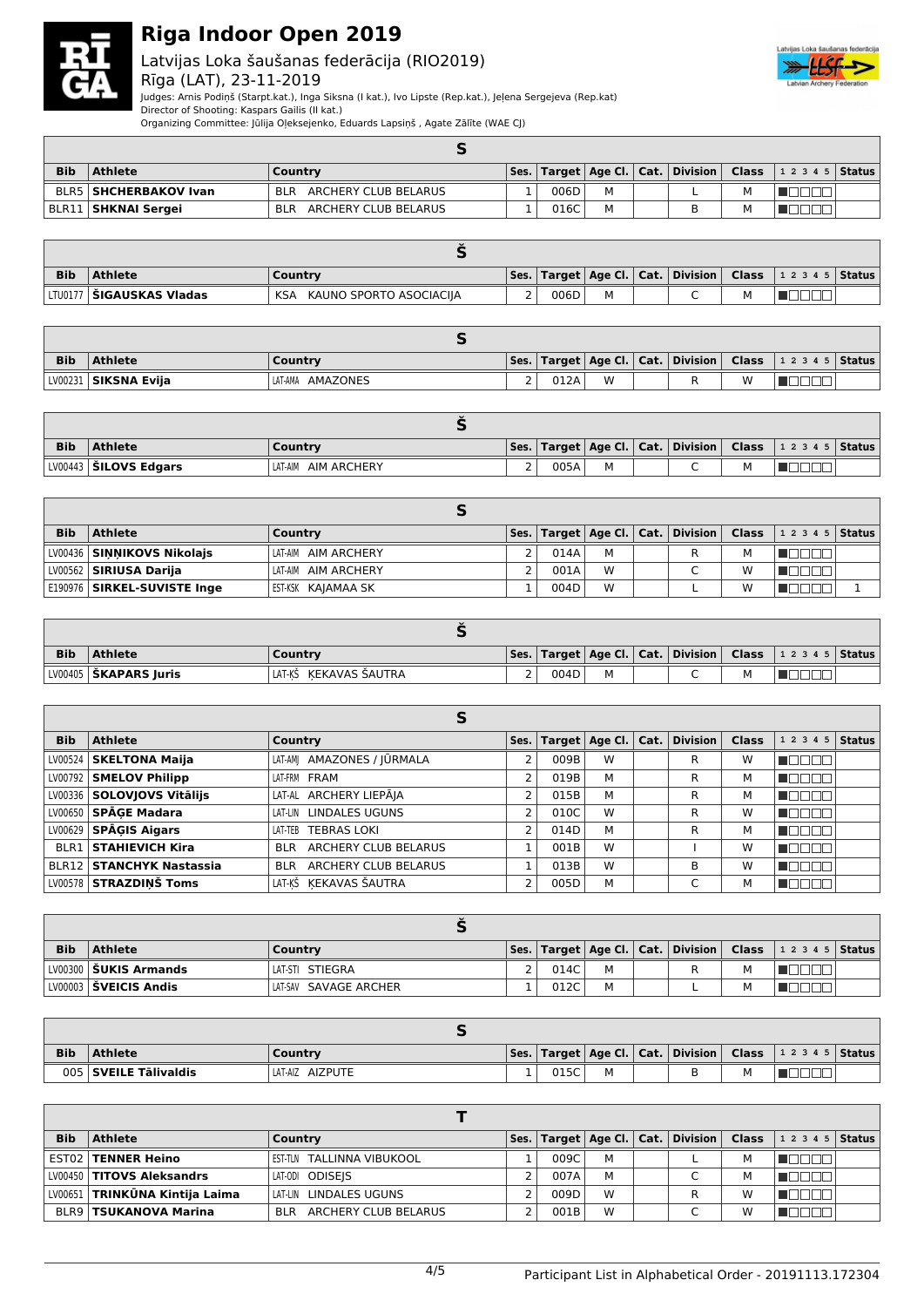# Riga Indoor Open 2019

Latvijas Loka šaušanas federācija (RIO2019)
Rīga (LAT), 23-11-2019

Judges: Arnis Podiņš (Starpt.kat.), Inga Siksna (I kat.), Ivo Lipste (Rep.kat.), Jeļena Sergejeva (Rep.kat)
Director of Shooting: Kaspars Gailis (II kat.)
Organizing Committee: Jūlija Oļeksejenko, Eduards Lapsiņš , Agate Zālīte (WAE CJ)

**S**

| Bib | Athlete | Country | Ses. | Target | Age Cl. | Cat. | Division | Class | 1 2 3 4 5 | Status |
|---|---|---|---|---|---|---|---|---|---|---|
| BLR5 | **SHCHERBAKOV Ivan** | BLR ARCHERY CLUB BELARUS | 1 | 006D | M | | L | M | ■□□□□ | |
| BLR11 | **SHKNAI Sergei** | BLR ARCHERY CLUB BELARUS | 1 | 016C | M | | B | M | ■□□□□ | |

**Š**

| Bib | Athlete | Country | Ses. | Target | Age Cl. | Cat. | Division | Class | 1 2 3 4 5 | Status |
|---|---|---|---|---|---|---|---|---|---|---|
| LTU0177 | **ŠIGAUSKAS Vladas** | KSA KAUNO SPORTO ASOCIACIJA | 2 | 006D | M | | C | M | ■□□□□ | |

**S**

| Bib | Athlete | Country | Ses. | Target | Age Cl. | Cat. | Division | Class | 1 2 3 4 5 | Status |
|---|---|---|---|---|---|---|---|---|---|---|
| LV00231 | **SIKSNA Evija** | LAT-AMA AMAZONES | 2 | 012A | W | | R | W | ■□□□□ | |

**Š**

| Bib | Athlete | Country | Ses. | Target | Age Cl. | Cat. | Division | Class | 1 2 3 4 5 | Status |
|---|---|---|---|---|---|---|---|---|---|---|
| LV00443 | **ŠILOVS Edgars** | LAT-AIM AIM ARCHERY | 2 | 005A | M | | C | M | ■□□□□ | |

**S**

| Bib | Athlete | Country | Ses. | Target | Age Cl. | Cat. | Division | Class | 1 2 3 4 5 | Status |
|---|---|---|---|---|---|---|---|---|---|---|
| LV00436 | **SIŅNIKOVS Nikolajs** | LAT-AIM AIM ARCHERY | 2 | 014A | M | | R | M | ■□□□□ | |
| LV00562 | **SIRIUSA Darija** | LAT-AIM AIM ARCHERY | 2 | 001A | W | | C | W | ■□□□□ | |
| E190976 | **SIRKEL-SUVISTE Inge** | EST-KSK KAJAMAA SK | 1 | 004D | W | | L | W | ■□□□□ | 1 |

**Š**

| Bib | Athlete | Country | Ses. | Target | Age Cl. | Cat. | Division | Class | 1 2 3 4 5 | Status |
|---|---|---|---|---|---|---|---|---|---|---|
| LV00405 | **ŠKAPARS Juris** | LAT-KŠ ĶEKAVAS ŠAUTRA | 2 | 004D | M | | C | M | ■□□□□ | |

**S**

| Bib | Athlete | Country | Ses. | Target | Age Cl. | Cat. | Division | Class | 1 2 3 4 5 | Status |
|---|---|---|---|---|---|---|---|---|---|---|
| LV00524 | **SKELTONA Maija** | LAT-AMJ AMAZONES / JŪRMALA | 2 | 009B | W | | R | W | ■□□□□ | |
| LV00792 | **SMELOV Philipp** | LAT-FRM FRAM | 2 | 019B | M | | R | M | ■□□□□ | |
| LV00336 | **SOLOVJOVS Vitālijs** | LAT-AL ARCHERY LIEPĀJA | 2 | 015B | M | | R | M | ■□□□□ | |
| LV00650 | **SPĀĢE Madara** | LAT-LIN LINDALES UGUNS | 2 | 010C | W | | R | W | ■□□□□ | |
| LV00629 | **SPĀĢIS Aigars** | LAT-TEB TEBRAS LOKI | 2 | 014D | M | | R | M | ■□□□□ | |
| BLR1 | **STAHIEVICH Kira** | BLR ARCHERY CLUB BELARUS | 1 | 001B | W | | I | W | ■□□□□ | |
| BLR12 | **STANCHYK Nastassia** | BLR ARCHERY CLUB BELARUS | 1 | 013B | W | | B | W | ■□□□□ | |
| LV00578 | **STRAZDIŅŠ Toms** | LAT-KŠ ĶEKAVAS ŠAUTRA | 2 | 005D | M | | C | M | ■□□□□ | |

**Š**

| Bib | Athlete | Country | Ses. | Target | Age Cl. | Cat. | Division | Class | 1 2 3 4 5 | Status |
|---|---|---|---|---|---|---|---|---|---|---|
| LV00300 | **ŠUKIS Armands** | LAT-STI STIEGRA | 2 | 014C | M | | R | M | ■□□□□ | |
| LV00003 | **ŠVEICIS Andis** | LAT-SAV SAVAGE ARCHER | 1 | 012C | M | | L | M | ■□□□□ | |

**S**

| Bib | Athlete | Country | Ses. | Target | Age Cl. | Cat. | Division | Class | 1 2 3 4 5 | Status |
|---|---|---|---|---|---|---|---|---|---|---|
| 005 | **SVEILE Tālivaldis** | LAT-AIZ AIZPUTE | 1 | 015C | M | | B | M | ■□□□□ | |

**T**

| Bib | Athlete | Country | Ses. | Target | Age Cl. | Cat. | Division | Class | 1 2 3 4 5 | Status |
|---|---|---|---|---|---|---|---|---|---|---|
| EST02 | **TENNER Heino** | EST-TLN TALLINNA VIBUKOOL | 1 | 009C | M | | L | M | ■□□□□ | |
| LV00450 | **TITOVS Aleksandrs** | LAT-ODI ODISEJS | 2 | 007A | M | | C | M | ■□□□□ | |
| LV00651 | **TRINKŪNA Kintija Laima** | LAT-LIN LINDALES UGUNS | 2 | 009D | W | | R | W | ■□□□□ | |
| BLR9 | **TSUKANOVA Marina** | BLR ARCHERY CLUB BELARUS | 2 | 001B | W | | C | W | ■□□□□ | |

Participant List in Alphabetical Order - 20191113.172304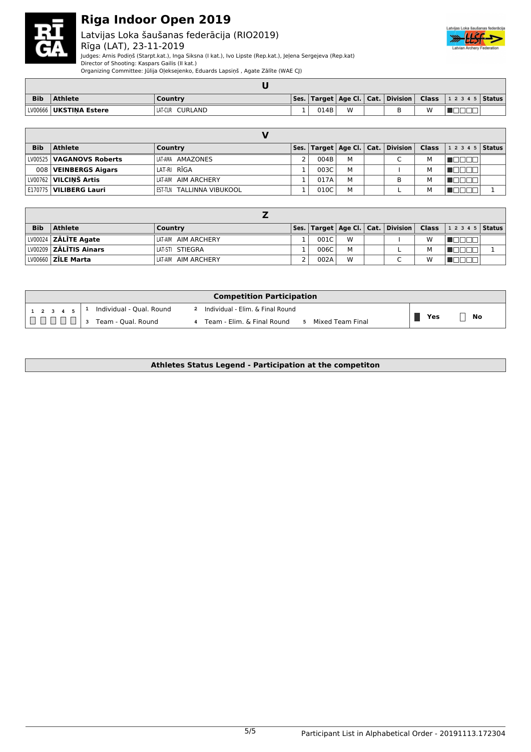# Riga Indoor Open 2019

Latvijas Loka šaušanas federācija (RIO2019)

Rīga (LAT), 23-11-2019

Judges: Arnis Podiņš (Starpt.kat.), Inga Siksna (I kat.), Ivo Lipste (Rep.kat.), Jeļena Sergejeva (Rep.kat)

Director of Shooting: Kaspars Gailis (II kat.)

Organizing Committee: Jūlija Oļeksejenko, Eduards Lapsiņš , Agate Zālīte (WAE CJ)

## U

| Bib | Athlete | Country | Ses. | Target | Age Cl. | Cat. | Division | Class | 1 2 3 4 5 | Status |
|---|---|---|---|---|---|---|---|---|---|---|
| LV00666 | **UKSTIŅA Estere** | LAT-CUR CURLAND | 1 | 014B | W | | B | W | ■□□□□ | |

## V

| Bib | Athlete | Country | Ses. | Target | Age Cl. | Cat. | Division | Class | 1 2 3 4 5 | Status |
|---|---|---|---|---|---|---|---|---|---|---|
| LV00525 | **VAGANOVS Roberts** | LAT-AMA AMAZONES | 2 | 004B | M | | C | M | ■□□□□ | |
| 008 | **VEINBERGS Aigars** | LAT-RI RĪGA | 1 | 003C | M | | I | M | ■□□□□ | |
| LV00762 | **VILCIŅŠ Artis** | LAT-AIM AIM ARCHERY | 1 | 017A | M | | B | M | ■□□□□ | |
| E170775 | **VILIBERG Lauri** | EST-TLN TALLINNA VIBUKOOL | 1 | 010C | M | | L | M | ■□□□□ | 1 |

## Z

| Bib | Athlete | Country | Ses. | Target | Age Cl. | Cat. | Division | Class | 1 2 3 4 5 | Status |
|---|---|---|---|---|---|---|---|---|---|---|
| LV00024 | **ZĀLĪTE Agate** | LAT-AIM AIM ARCHERY | 1 | 001C | W | | I | W | ■□□□□ | |
| LV00209 | **ZĀLĪTIS Ainars** | LAT-STI STIEGRA | 1 | 006C | M | | L | M | ■□□□□ | 1 |
| LV00660 | **ZĪLE Marta** | LAT-AIM AIM ARCHERY | 2 | 002A | W | | C | W | ■□□□□ | |

## Competition Participation

| 1 2 3 4 5 | | | |
|---|---|---|---|
| □ □ □ □ □ | 1 Individual - Qual. Round | 2 Individual - Elim. & Final Round | ■ Yes |
| | 3 Team - Qual. Round | 4 Team - Elim. & Final Round 5 Mixed Team Final | □ No |

## Athletes Status Legend - Participation at the competiton

Participant List in Alphabetical Order - 20191113.172304